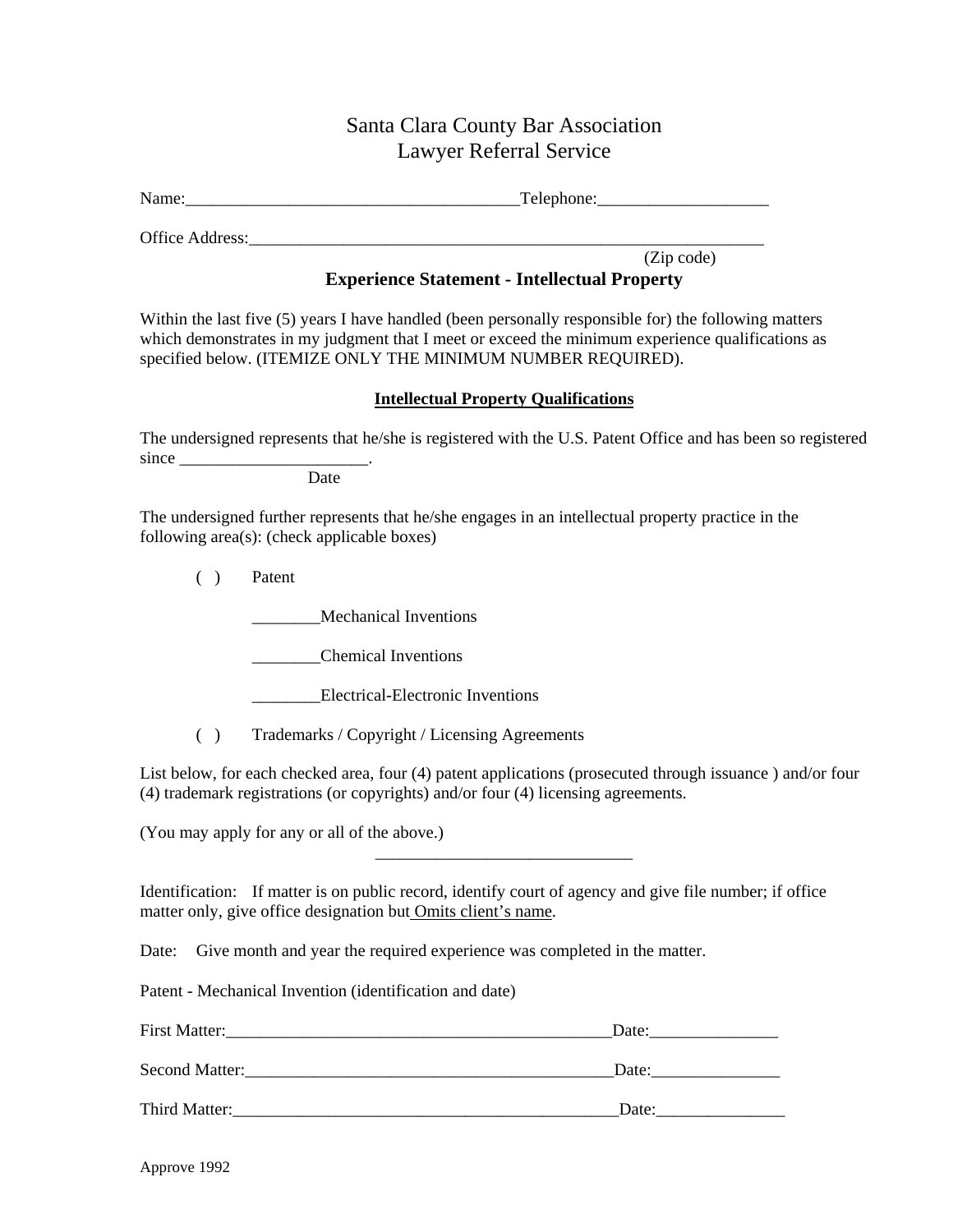# Santa Clara County Bar Association
# Lawyer Referral Service

Name:_______________________________________Telephone:____________________

Office Address:_______________________________________________________________
(Zip code)

### Experience Statement - Intellectual Property

Within the last five (5) years I have handled (been personally responsible for) the following matters which demonstrates in my judgment that I meet or exceed the minimum experience qualifications as specified below. (ITEMIZE ONLY THE MINIMUM NUMBER REQUIRED).

**<u>Intellectual Property Qualifications</u>**

The undersigned represents that he/she is registered with the U.S. Patent Office and has been so registered since ______________________.
Date

The undersigned further represents that he/she engages in an intellectual property practice in the following area(s): (check applicable boxes)

( ) Patent

________Mechanical Inventions

________Chemical Inventions

________Electrical-Electronic Inventions

( ) Trademarks / Copyright / Licensing Agreements

List below, for each checked area, four (4) patent applications (prosecuted through issuance ) and/or four (4) trademark registrations (or copyrights) and/or four (4) licensing agreements.

(You may apply for any or all of the above.)

______________________________

Identification: If matter is on public record, identify court of agency and give file number; if office matter only, give office designation but <u>Omits client's name</u>.

Date: Give month and year the required experience was completed in the matter.

Patent - Mechanical Invention (identification and date)

First Matter:_______________________________________________Date:_______________

Second Matter:_____________________________________________Date:_______________

Third Matter:______________________________________________Date:_______________

Approve 1992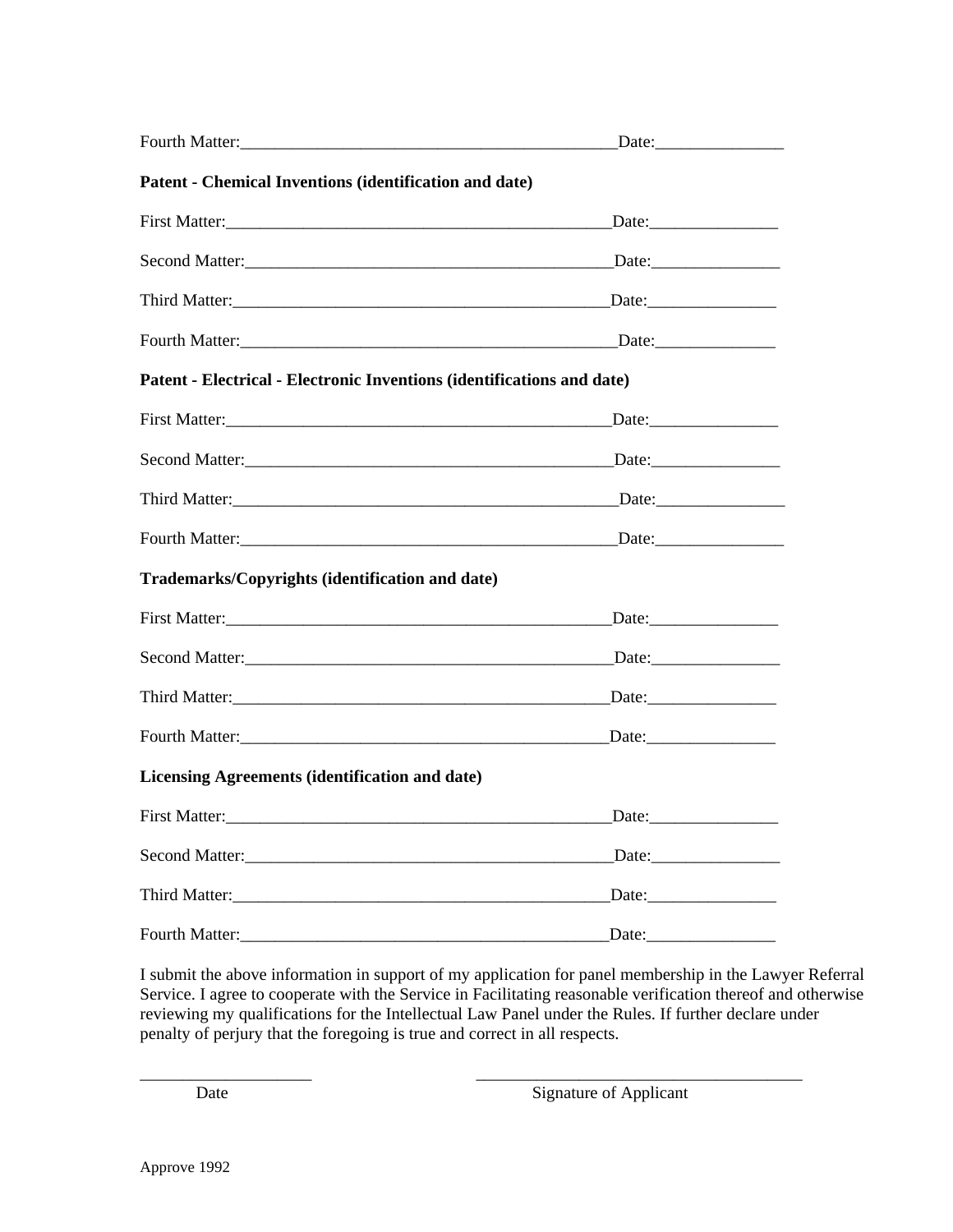Fourth Matter:____________________________________________Date:_______________

**Patent - Chemical Inventions (identification and date)**

First Matter:______________________________________________Date:_______________

Second Matter:____________________________________________Date:_______________

Third Matter:_____________________________________________Date:_______________

Fourth Matter:____________________________________________Date:______________

**Patent - Electrical - Electronic Inventions (identifications and date)**

First Matter:______________________________________________Date:_______________

Second Matter:____________________________________________Date:_______________

Third Matter:______________________________________________Date:_______________

Fourth Matter:_____________________________________________Date:_______________

**Trademarks/Copyrights (identification and date)**

First Matter:______________________________________________Date:_______________

Second Matter:____________________________________________Date:_______________

Third Matter:_____________________________________________Date:_______________

Fourth Matter:____________________________________________Date:_______________

**Licensing Agreements (identification and date)**

First Matter:______________________________________________Date:_______________

Second Matter:____________________________________________Date:_______________

Third Matter:_____________________________________________Date:_______________

Fourth Matter:____________________________________________Date:_______________

I submit the above information in support of my application for panel membership in the Lawyer Referral Service. I agree to cooperate with the Service in Facilitating reasonable verification thereof and otherwise reviewing my qualifications for the Intellectual Law Panel under the Rules. If further declare under penalty of perjury that the foregoing is true and correct in all respects.

____________________ ______________________________________

Date Signature of Applicant

Approve 1992